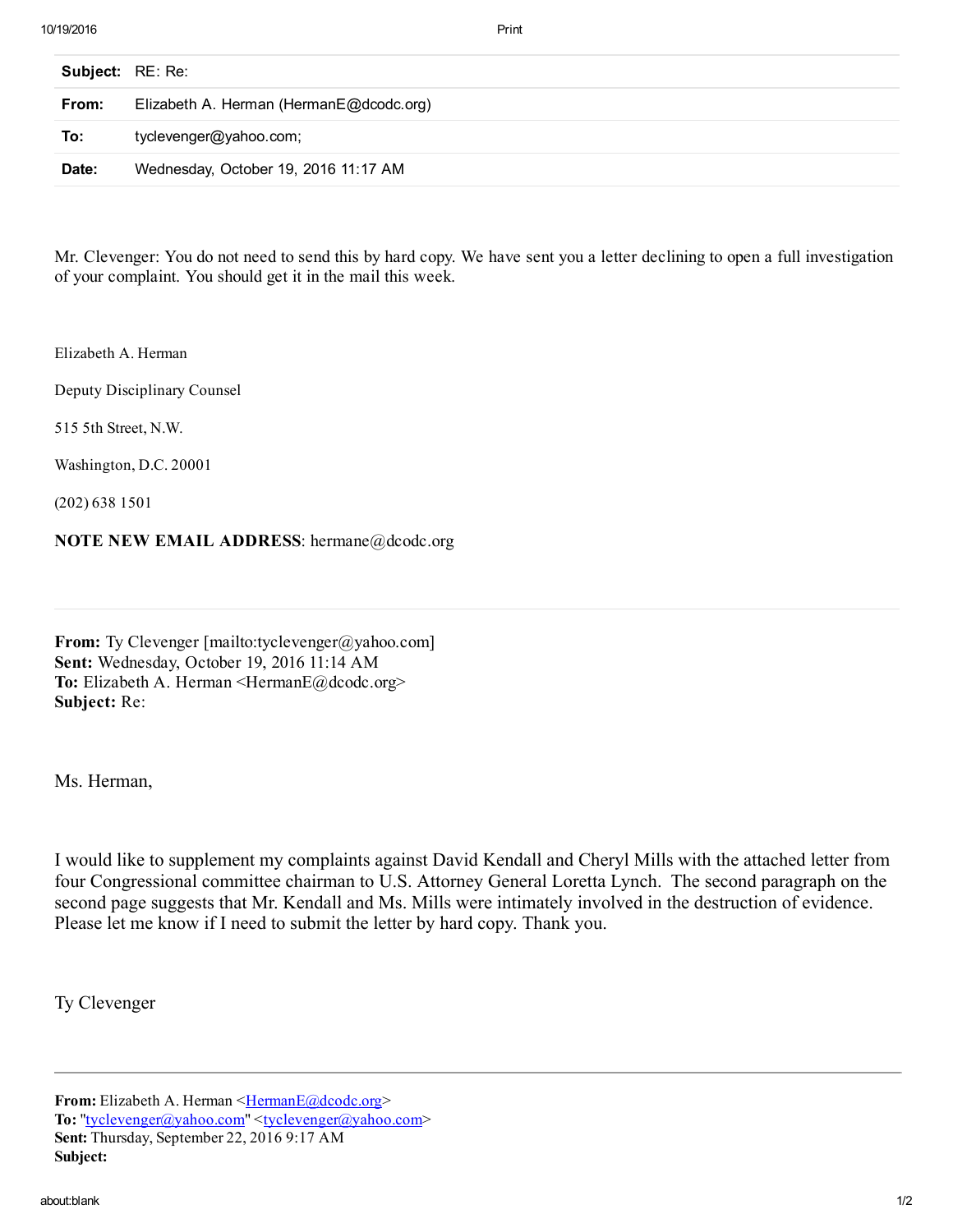| | |
|---|---|
| **Subject:** | RE: Re: |
| **From:** | Elizabeth A. Herman (HermanE@dcodc.org) |
| **To:** | tyclevenger@yahoo.com; |
| **Date:** | Wednesday, October 19, 2016 11:17 AM |

Mr. Clevenger: You do not need to send this by hard copy. We have sent you a letter declining to open a full investigation of your complaint. You should get it in the mail this week.

Elizabeth A. Herman

Deputy Disciplinary Counsel

515 5th Street, N.W.

Washington, D.C. 20001

(202) 638 1501

**NOTE NEW EMAIL ADDRESS**: hermane@dcodc.org

---

**From:** Ty Clevenger [mailto:tyclevenger@yahoo.com]
**Sent:** Wednesday, October 19, 2016 11:14 AM
**To:** Elizabeth A. Herman <HermanE@dcodc.org>
**Subject:** Re:

Ms. Herman,

I would like to supplement my complaints against David Kendall and Cheryl Mills with the attached letter from four Congressional committee chairman to U.S. Attorney General Loretta Lynch. The second paragraph on the second page suggests that Mr. Kendall and Ms. Mills were intimately involved in the destruction of evidence. Please let me know if I need to submit the letter by hard copy. Thank you.

Ty Clevenger

---

**From:** Elizabeth A. Herman <HermanE@dcodc.org>
**To:** "tyclevenger@yahoo.com" <tyclevenger@yahoo.com>
**Sent:** Thursday, September 22, 2016 9:17 AM
**Subject:**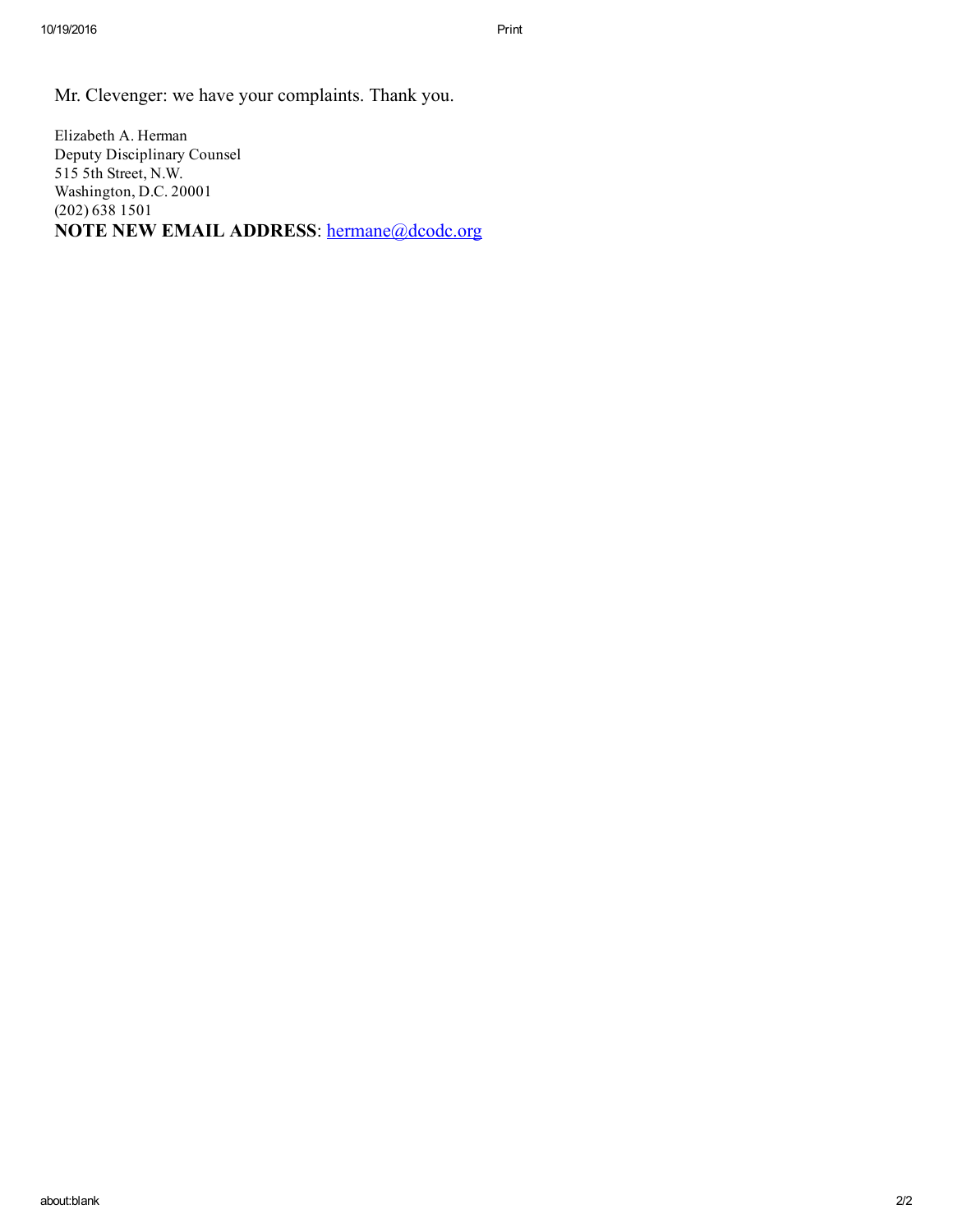Mr. Clevenger: we have your complaints. Thank you.

Elizabeth A. Herman  
Deputy Disciplinary Counsel  
515 5th Street, N.W.  
Washington, D.C. 20001  
(202) 638 1501  
**NOTE NEW EMAIL ADDRESS**: hermane@dcodc.org